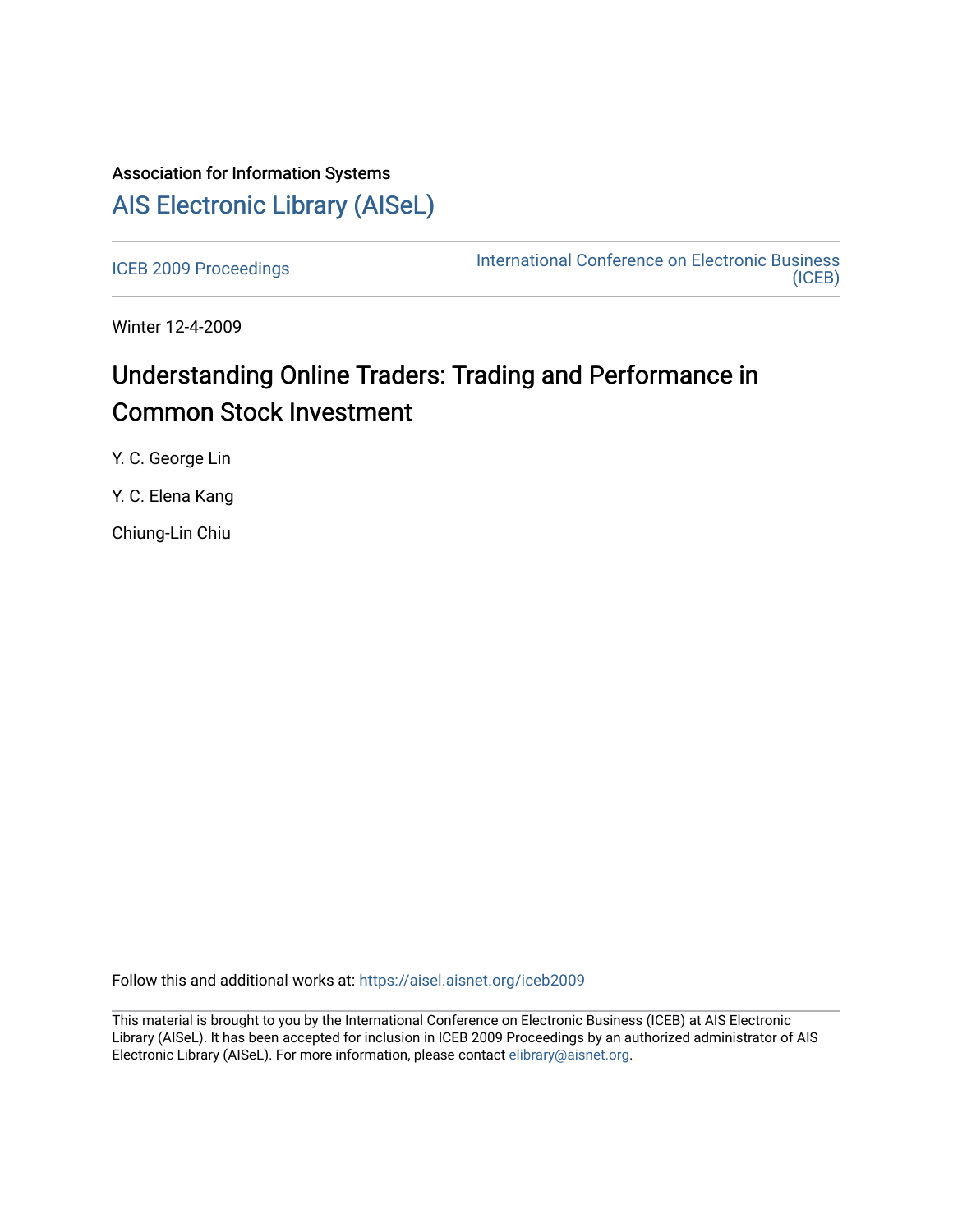Association for Information Systems

# AIS Electronic Library (AISeL)

ICEB 2009 Proceedings

International Conference on Electronic Business (ICEB)

Winter 12-4-2009

# Understanding Online Traders: Trading and Performance in Common Stock Investment

Y. C. George Lin

Y. C. Elena Kang

Chiung-Lin Chiu

Follow this and additional works at: https://aisel.aisnet.org/iceb2009

This material is brought to you by the International Conference on Electronic Business (ICEB) at AIS Electronic Library (AISeL). It has been accepted for inclusion in ICEB 2009 Proceedings by an authorized administrator of AIS Electronic Library (AISeL). For more information, please contact elibrary@aisnet.org.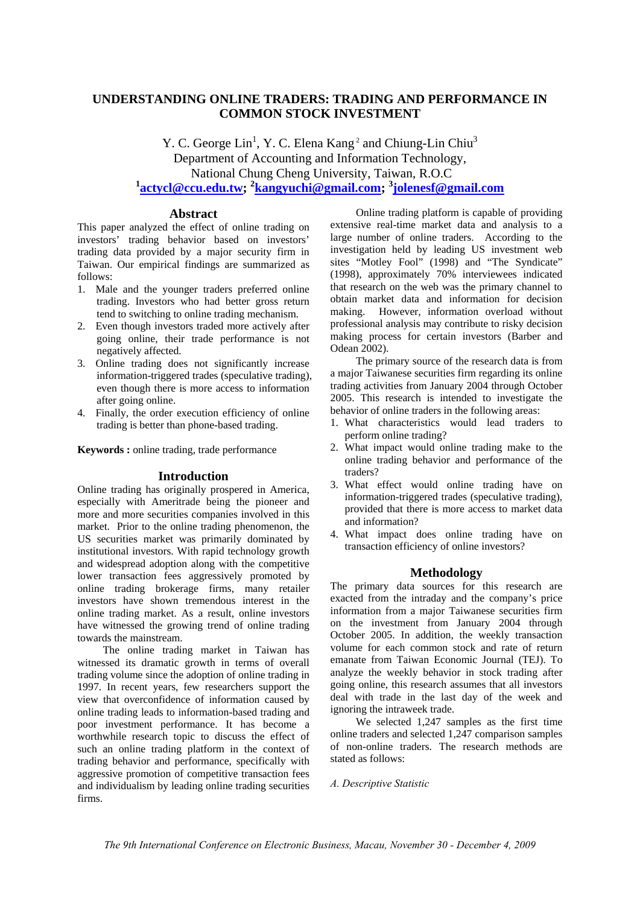# UNDERSTANDING ONLINE TRADERS: TRADING AND PERFORMANCE IN COMMON STOCK INVESTMENT

Y. C. George Lin[1], Y. C. Elena Kang[2] and Chiung-Lin Chiu[3]
Department of Accounting and Information Technology,
National Chung Cheng University, Taiwan, R.O.C
[1]actycl@ccu.edu.tw; [2]kangyuchi@gmail.com; [3]jolenesf@gmail.com

## Abstract

This paper analyzed the effect of online trading on investors' trading behavior based on investors' trading data provided by a major security firm in Taiwan. Our empirical findings are summarized as follows:

1. Male and the younger traders preferred online trading. Investors who had better gross return tend to switching to online trading mechanism.
2. Even though investors traded more actively after going online, their trade performance is not negatively affected.
3. Online trading does not significantly increase information-triggered trades (speculative trading), even though there is more access to information after going online.
4. Finally, the order execution efficiency of online trading is better than phone-based trading.

**Keywords :** online trading, trade performance

## Introduction

Online trading has originally prospered in America, especially with Ameritrade being the pioneer and more and more securities companies involved in this market. Prior to the online trading phenomenon, the US securities market was primarily dominated by institutional investors. With rapid technology growth and widespread adoption along with the competitive lower transaction fees aggressively promoted by online trading brokerage firms, many retailer investors have shown tremendous interest in the online trading market. As a result, online investors have witnessed the growing trend of online trading towards the mainstream.

The online trading market in Taiwan has witnessed its dramatic growth in terms of overall trading volume since the adoption of online trading in 1997. In recent years, few researchers support the view that overconfidence of information caused by online trading leads to information-based trading and poor investment performance. It has become a worthwhile research topic to discuss the effect of such an online trading platform in the context of trading behavior and performance, specifically with aggressive promotion of competitive transaction fees and individualism by leading online trading securities firms.

Online trading platform is capable of providing extensive real-time market data and analysis to a large number of online traders. According to the investigation held by leading US investment web sites "Motley Fool" (1998) and "The Syndicate" (1998), approximately 70% interviewees indicated that research on the web was the primary channel to obtain market data and information for decision making. However, information overload without professional analysis may contribute to risky decision making process for certain investors (Barber and Odean 2002).

The primary source of the research data is from a major Taiwanese securities firm regarding its online trading activities from January 2004 through October 2005. This research is intended to investigate the behavior of online traders in the following areas:

1. What characteristics would lead traders to perform online trading?
2. What impact would online trading make to the online trading behavior and performance of the traders?
3. What effect would online trading have on information-triggered trades (speculative trading), provided that there is more access to market data and information?
4. What impact does online trading have on transaction efficiency of online investors?

## Methodology

The primary data sources for this research are exacted from the intraday and the company's price information from a major Taiwanese securities firm on the investment from January 2004 through October 2005. In addition, the weekly transaction volume for each common stock and rate of return emanate from Taiwan Economic Journal (TEJ). To analyze the weekly behavior in stock trading after going online, this research assumes that all investors deal with trade in the last day of the week and ignoring the intraweek trade.

We selected 1,247 samples as the first time online traders and selected 1,247 comparison samples of non-online traders. The research methods are stated as follows:

*A. Descriptive Statistic*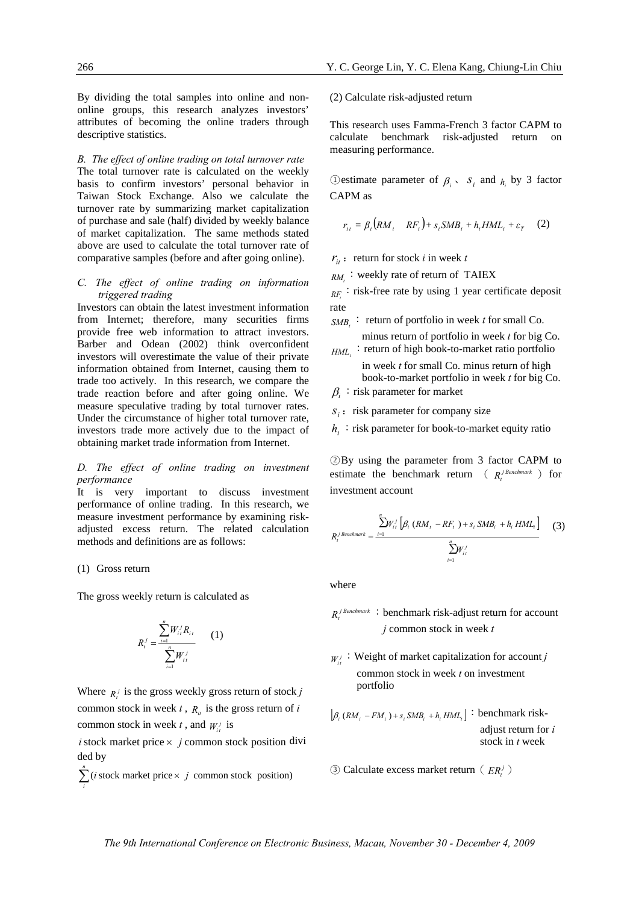By dividing the total samples into online and non-online groups, this research analyzes investors' attributes of becoming the online traders through descriptive statistics.

*B. The effect of online trading on total turnover rate*

The total turnover rate is calculated on the weekly basis to confirm investors' personal behavior in Taiwan Stock Exchange. Also we calculate the turnover rate by summarizing market capitalization of purchase and sale (half) divided by weekly balance of market capitalization. The same methods stated above are used to calculate the total turnover rate of comparative samples (before and after going online).

*C. The effect of online trading on information triggered trading*

Investors can obtain the latest investment information from Internet; therefore, many securities firms provide free web information to attract investors. Barber and Odean (2002) think overconfident investors will overestimate the value of their private information obtained from Internet, causing them to trade too actively. In this research, we compare the trade reaction before and after going online. We measure speculative trading by total turnover rates. Under the circumstance of higher total turnover rate, investors trade more actively due to the impact of obtaining market trade information from Internet.

*D. The effect of online trading on investment performance*

It is very important to discuss investment performance of online trading. In this research, we measure investment performance by examining risk-adjusted excess return. The related calculation methods and definitions are as follows:

(1) Gross return

The gross weekly return is calculated as

$$R_t^j = \frac{\sum_{i=1}^{n} W_{it}^j R_{it}}{\sum_{i=1}^{n} W_{it}^j} \quad (1)$$

Where $R_t^j$ is the gross weekly gross return of stock $j$ common stock in week $t$, $R_{it}$ is the gross return of $i$ common stock in week $t$, and $W_{it}^j$ is

$i$ stock market price $\times$ $j$ common stock position divided by

$\sum_{i}^{n}$($i$ stock market price $\times$ $j$ common stock position)

(2) Calculate risk-adjusted return

This research uses Famma-French 3 factor CAPM to calculate benchmark risk-adjusted return on measuring performance.

① estimate parameter of $\beta_i$ 、 $s_i$ and $h_i$ by 3 factor CAPM as

$$r_{it} = \beta_i (RM_t \quad RF_t) + s_i SMB_t + h_i HML_t + \varepsilon_T \quad (2)$$

$r_{it}$ : return for stock $i$ in week $t$

$RM_t$ : weekly rate of return of TAIEX

$RF_t$ : risk-free rate by using 1 year certificate deposit rate

$SMB_t$ : return of portfolio in week $t$ for small Co. minus return of portfolio in week $t$ for big Co.

$HML_t$ : return of high book-to-market ratio portfolio in week $t$ for small Co. minus return of high book-to-market portfolio in week $t$ for big Co.

$\beta_i$ : risk parameter for market

$s_i$ : risk parameter for company size

$h_i$ : risk parameter for book-to-market equity ratio

② By using the parameter from 3 factor CAPM to estimate the benchmark return （$R_t^{j\,Benchmark}$） for investment account

$$R_t^{j\,Benchmark} = \frac{\sum_{i=1}^{n} W_{it}^j \left[\beta_i \,(RM_t - RF_t) + s_i\, SMB_t + h_i\, HML_t\right]}{\sum_{i=1}^{n} W_{it}^j} \quad (3)$$

where

$R_t^{j\,Benchmark}$ : benchmark risk-adjust return for account $j$ common stock in week $t$

$W_{it}^j$ : Weight of market capitalization for account $j$ common stock in week $t$ on investment portfolio

$\left[\beta_i \,(RM_t - FM_t) + s_i\, SMB_t + h_i\, HML_t\right]$ : benchmark risk-adjust return for $i$ stock in $t$ week

③ Calculate excess market return（$ER_t^j$）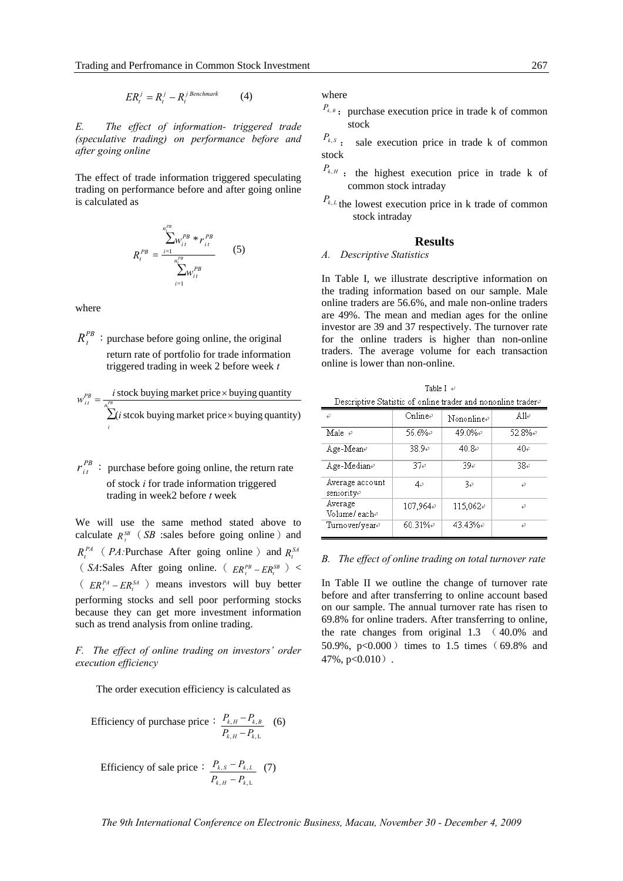$$ER_t^j = R_t^j - R_t^{j\,Benchmark} \qquad (4)$$

*E. The effect of information- triggered trade (speculative trading) on performance before and after going online*

The effect of trade information triggered speculating trading on performance before and after going online is calculated as

$$R_t^{PB} = \frac{\sum_{i=1}^{n_t^{PB}} w_{it}^{PB} * r_{it}^{PB}}{\sum_{i=1}^{n_t^{PB}} w_{it}^{PB}} \qquad (5)$$

where

$R_t^{PB}$ : purchase before going online, the original return rate of portfolio for trade information triggered trading in week 2 before week *t*

$$w_{it}^{PB} = \frac{i \text{ stock buying market price} \times \text{buying quantity}}{\sum_{i}^{n_t^{PB}} (i \text{ stcok buying market price} \times \text{buying quantity})}$$

$r_{it}^{PB}$ : purchase before going online, the return rate of stock *i* for trade information triggered trading in week2 before *t* week

We will use the same method stated above to calculate $R_t^{SB}$ （$SB$ :sales before going online）and $R_t^{PA}$ （*PA:*Purchase After going online）and $R_t^{SA}$ （$SA$:Sales After going online. （$ER_t^{PB} - ER_t^{SB}$）<（$ER_t^{PA} - ER_t^{SA}$）means investors will buy better performing stocks and sell poor performing stocks because they can get more investment information such as trend analysis from online trading.

*F. The effect of online trading on investors' order execution efficiency*

The order execution efficiency is calculated as

$$\text{Efficiency of purchase price}: \frac{P_{k,H} - P_{k,B}}{P_{k,H} - P_{k,L}} \quad (6)$$

$$\text{Efficiency of sale price}: \frac{P_{k,S} - P_{k,L}}{P_{k,H} - P_{k,L}} \quad (7)$$

where

$P_{k,B}$ : purchase execution price in trade k of common stock

$P_{k,S}$ : sale execution price in trade k of common stock

$P_{k,H}$ : the highest execution price in trade k of common stock intraday

$P_{k,L}$ the lowest execution price in k trade of common stock intraday

## Results

*A. Descriptive Statistics*

In Table I, we illustrate descriptive information on the trading information based on our sample. Male online traders are 56.6%, and male non-online traders are 49%. The mean and median ages for the online investor are 39 and 37 respectively. The turnover rate for the online traders is higher than non-online traders. The average volume for each transaction online is lower than non-online.

Table I

Descriptive Statistic of online trader and nononline trader

| | Online | Nononline | All |
|---|---|---|---|
| Male | 56.6% | 49.0% | 52.8% |
| Age-Mean | 38.9 | 40.8 | 40 |
| Age-Median | 37 | 39 | 38 |
| Average account seniority | 4 | 3 | |
| Average Volume/ each | 107,964 | 115,062 | |
| Turnover/year | 60.31% | 43.43% | |

*B. The effect of online trading on total turnover rate*

In Table II we outline the change of turnover rate before and after transferring to online account based on our sample. The annual turnover rate has risen to 69.8% for online traders. After transferring to online, the rate changes from original 1.3 （40.0% and 50.9%, $p<0.000$）times to 1.5 times（69.8% and 47%, $p<0.010$）.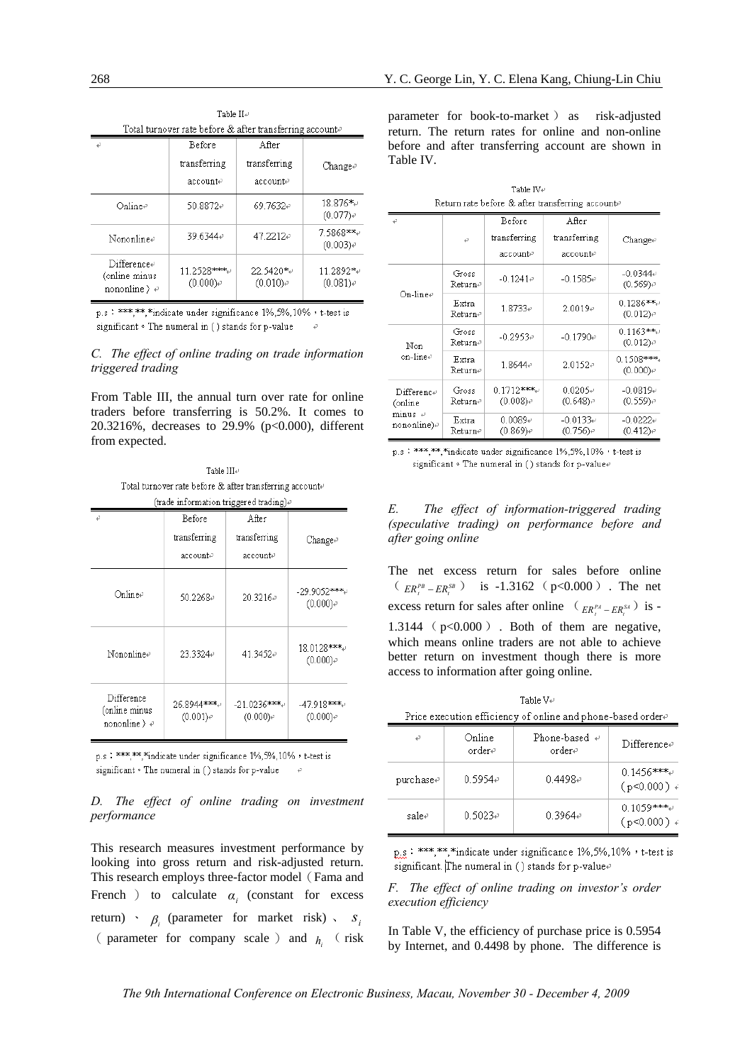Table II
Total turnover rate before & after transferring account

| | Before transferring account | After transferring account | Change |
|---|---|---|---|
| Online | 50.8872 | 69.7632 | 18.876* (0.077) |
| Nononline | 39.6344 | 47.2212 | 7.5868** (0.003) |
| Difference (online minus nononline) | 11.2528*** (0.000) | 22.5420* (0.010) | 11.2892* (0.081) |

p.s：***,**,*indicate under significance 1%,5%,10%，t-test is significant。The numeral in ( ) stands for p-value

### C. The effect of online trading on trade information triggered trading

From Table III, the annual turn over rate for online traders before transferring is 50.2%. It comes to 20.3216%, decreases to 29.9% (p<0.000), different from expected.

Table III
Total turnover rate before & after transferring account
(trade information triggered trading)

| | Before transferring account | After transferring account | Change |
|---|---|---|---|
| Online | 50.2268 | 20.3216 | -29.9052*** (0.000) |
| Nononline | 23.3324 | 41.3452 | 18.0128*** (0.000) |
| Difference (online minus nononline) | 26.8944*** (0.001) | -21.0236*** (0.000) | -47.918*** (0.000) |

p.s：***,**,*indicate under significance 1%,5%,10%，t-test is significant。The numeral in ( ) stands for p-value

### D. The effect of online trading on investment performance

This research measures investment performance by looking into gross return and risk-adjusted return. This research employs three-factor model（Fama and French ）to calculate $\alpha_i$ (constant for excess return) 、 $\beta_i$ (parameter for market risk) 、 $s_i$ ( parameter for company scale ) and $h_i$ （risk parameter for book-to-market ）as risk-adjusted return. The return rates for online and non-online before and after transferring account are shown in Table IV.

Table IV
Return rate before & after transferring account

| | | Before transferring account | After transferring account | Change |
|---|---|---|---|---|
| On-line | Gross Return | -0.1241 | -0.1585 | -0.0344 (0.569) |
| | Extra Return | 1.8733 | 2.0019 | 0.1286** (0.012) |
| Non on-line | Gross Return | -0.2953 | -0.1790 | 0.1163** (0.012) |
| | Extra Return | 1.8644 | 2.0152 | 0.1508*** (0.000) |
| Difference (online minus nononline) | Gross Return | 0.1712*** (0.008) | 0.0205 (0.648) | -0.0819 (0.559) |
| | Extra Return | 0.0089 (0.869) | -0.0133 (0.756) | -0.0222 (0.412) |

p.s：***,**,*indicate under significance 1%,5%,10%，t-test is significant。The numeral in ( ) stands for p-value

### E. The effect of information-triggered trading (speculative trading) on performance before and after going online

The net excess return for sales before online （$ER_t^{PB} - ER_t^{SB}$） is -1.3162（p<0.000）. The net excess return for sales after online （$ER_t^{PA} - ER_t^{SA}$）is -1.3144（p<0.000）. Both of them are negative, which means online traders are not able to achieve better return on investment though there is more access to information after going online.

Table V
Price execution efficiency of online and phone-based order

| | Online order | Phone-based order | Difference |
|---|---|---|---|
| purchase | 0.5954 | 0.4498 | 0.1456*** (p<0.000) |
| sale | 0.5023 | 0.3964 | 0.1059*** (p<0.000) |

p.s：***,**,*indicate under significance 1%,5%,10%，t-test is significant. The numeral in ( ) stands for p-value

### F. The effect of online trading on investor's order execution efficiency

In Table V, the efficiency of purchase price is 0.5954 by Internet, and 0.4498 by phone. The difference is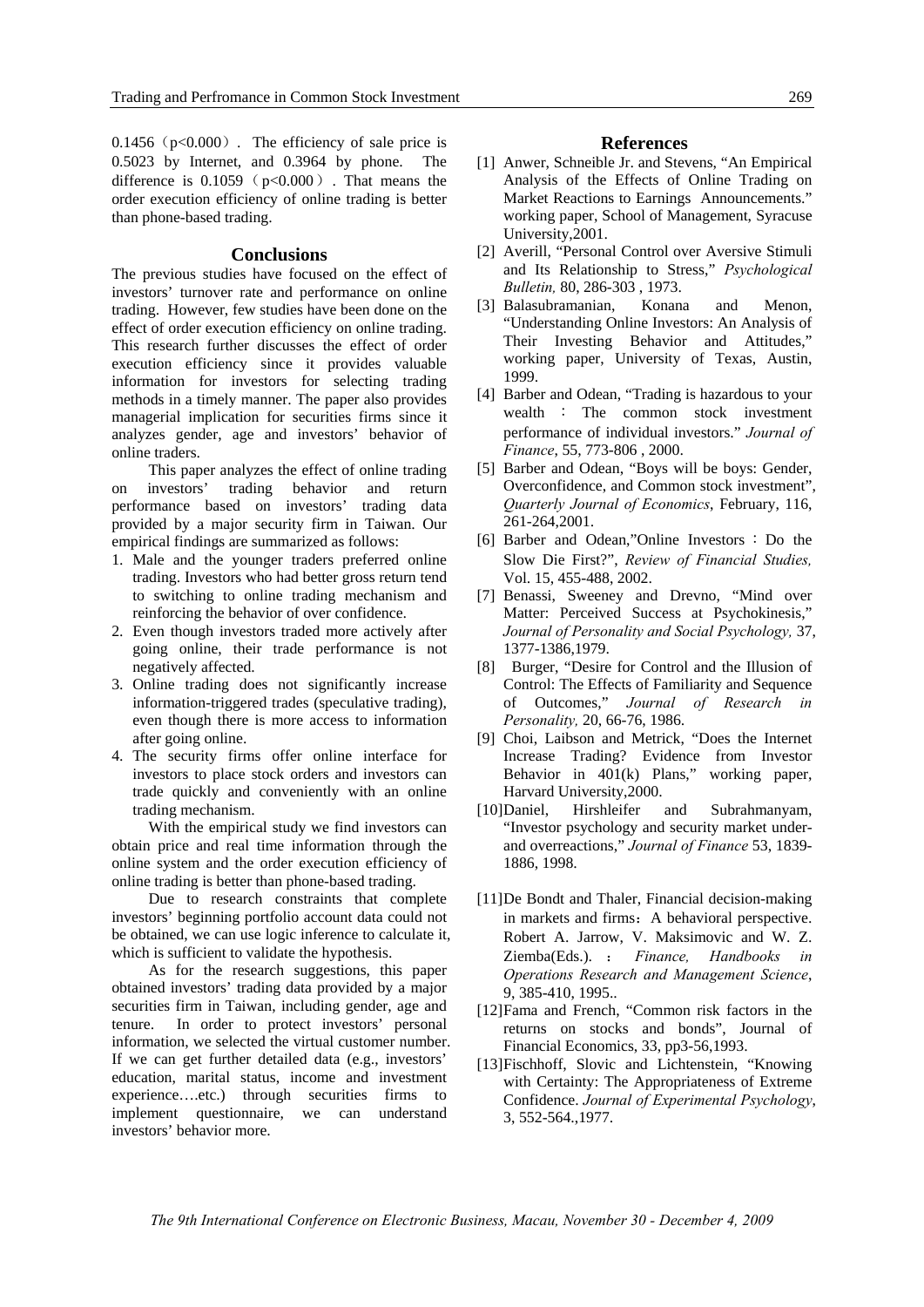0.1456（$p<0.000$）. The efficiency of sale price is 0.5023 by Internet, and 0.3964 by phone. The difference is 0.1059（$p<0.000$）. That means the order execution efficiency of online trading is better than phone-based trading.

## Conclusions

The previous studies have focused on the effect of investors' turnover rate and performance on online trading. However, few studies have been done on the effect of order execution efficiency on online trading. This research further discusses the effect of order execution efficiency since it provides valuable information for investors for selecting trading methods in a timely manner. The paper also provides managerial implication for securities firms since it analyzes gender, age and investors' behavior of online traders.

This paper analyzes the effect of online trading on investors' trading behavior and return performance based on investors' trading data provided by a major security firm in Taiwan. Our empirical findings are summarized as follows:

1. Male and the younger traders preferred online trading. Investors who had better gross return tend to switching to online trading mechanism and reinforcing the behavior of over confidence.
2. Even though investors traded more actively after going online, their trade performance is not negatively affected.
3. Online trading does not significantly increase information-triggered trades (speculative trading), even though there is more access to information after going online.
4. The security firms offer online interface for investors to place stock orders and investors can trade quickly and conveniently with an online trading mechanism.

With the empirical study we find investors can obtain price and real time information through the online system and the order execution efficiency of online trading is better than phone-based trading.

Due to research constraints that complete investors' beginning portfolio account data could not be obtained, we can use logic inference to calculate it, which is sufficient to validate the hypothesis.

As for the research suggestions, this paper obtained investors' trading data provided by a major securities firm in Taiwan, including gender, age and tenure. In order to protect investors' personal information, we selected the virtual customer number. If we can get further detailed data (e.g., investors' education, marital status, income and investment experience….etc.) through securities firms to implement questionnaire, we can understand investors' behavior more.

## References

[1] Anwer, Schneible Jr. and Stevens, "An Empirical Analysis of the Effects of Online Trading on Market Reactions to Earnings Announcements." working paper, School of Management, Syracuse University,2001.

[2] Averill, "Personal Control over Aversive Stimuli and Its Relationship to Stress," *Psychological Bulletin,* 80, 286-303 , 1973.

[3] Balasubramanian, Konana and Menon, "Understanding Online Investors: An Analysis of Their Investing Behavior and Attitudes," working paper, University of Texas, Austin, 1999.

[4] Barber and Odean, "Trading is hazardous to your wealth ： The common stock investment performance of individual investors." *Journal of Finance*, 55, 773-806 , 2000.

[5] Barber and Odean, "Boys will be boys: Gender, Overconfidence, and Common stock investment", *Quarterly Journal of Economics*, February, 116, 261-264,2001.

[6] Barber and Odean,"Online Investors：Do the Slow Die First?", *Review of Financial Studies,* Vol. 15, 455-488, 2002.

[7] Benassi, Sweeney and Drevno, "Mind over Matter: Perceived Success at Psychokinesis," *Journal of Personality and Social Psychology,* 37, 1377-1386,1979.

[8] Burger, "Desire for Control and the Illusion of Control: The Effects of Familiarity and Sequence of Outcomes," *Journal of Research in Personality,* 20, 66-76, 1986.

[9] Choi, Laibson and Metrick, "Does the Internet Increase Trading? Evidence from Investor Behavior in 401(k) Plans," working paper, Harvard University,2000.

[10]Daniel, Hirshleifer and Subrahmanyam, "Investor psychology and security market under- and overreactions," *Journal of Finance* 53, 1839-1886, 1998.

[11]De Bondt and Thaler, Financial decision-making in markets and firms：A behavioral perspective. Robert A. Jarrow, V. Maksimovic and W. Z. Ziemba(Eds.). ： *Finance, Handbooks in Operations Research and Management Science*, 9, 385-410, 1995..

[12]Fama and French, "Common risk factors in the returns on stocks and bonds", Journal of Financial Economics, 33, pp3-56,1993.

[13]Fischhoff, Slovic and Lichtenstein, "Knowing with Certainty: The Appropriateness of Extreme Confidence. *Journal of Experimental Psychology*, 3, 552-564.,1977.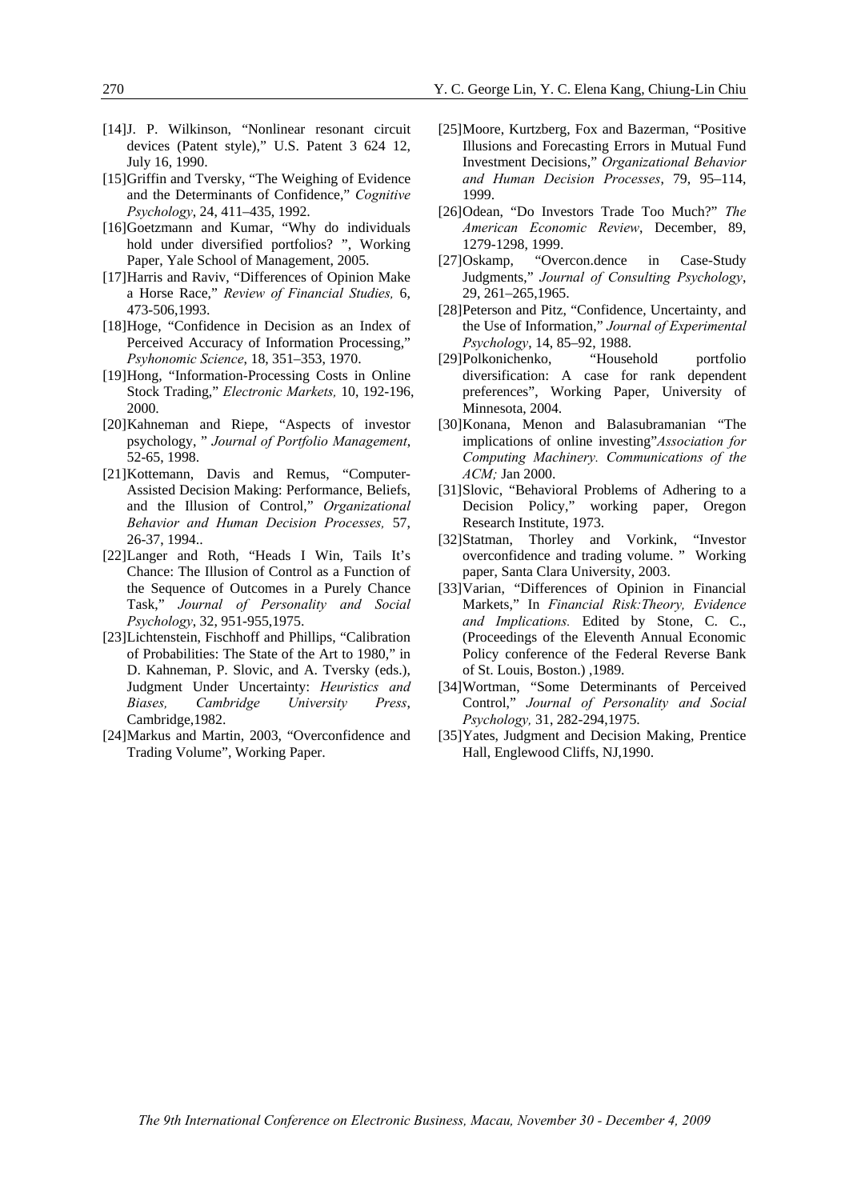[14]J. P. Wilkinson, "Nonlinear resonant circuit devices (Patent style)," U.S. Patent 3 624 12, July 16, 1990.

[15]Griffin and Tversky, "The Weighing of Evidence and the Determinants of Confidence," *Cognitive Psychology*, 24, 411–435, 1992.

[16]Goetzmann and Kumar, "Why do individuals hold under diversified portfolios? ", Working Paper, Yale School of Management, 2005.

[17]Harris and Raviv, "Differences of Opinion Make a Horse Race," *Review of Financial Studies,* 6, 473-506,1993.

[18]Hoge, "Confidence in Decision as an Index of Perceived Accuracy of Information Processing," *Psyhonomic Science*, 18, 351–353, 1970.

[19]Hong, "Information-Processing Costs in Online Stock Trading," *Electronic Markets,* 10, 192-196, 2000.

[20]Kahneman and Riepe, "Aspects of investor psychology, " *Journal of Portfolio Management*, 52-65, 1998.

[21]Kottemann, Davis and Remus, "Computer-Assisted Decision Making: Performance, Beliefs, and the Illusion of Control," *Organizational Behavior and Human Decision Processes,* 57, 26-37, 1994..

[22]Langer and Roth, "Heads I Win, Tails It's Chance: The Illusion of Control as a Function of the Sequence of Outcomes in a Purely Chance Task," *Journal of Personality and Social Psychology*, 32, 951-955,1975.

[23]Lichtenstein, Fischhoff and Phillips, "Calibration of Probabilities: The State of the Art to 1980," in D. Kahneman, P. Slovic, and A. Tversky (eds.), Judgment Under Uncertainty: *Heuristics and Biases, Cambridge University Press*, Cambridge,1982.

[24]Markus and Martin, 2003, "Overconfidence and Trading Volume", Working Paper.

[25]Moore, Kurtzberg, Fox and Bazerman, "Positive Illusions and Forecasting Errors in Mutual Fund Investment Decisions," *Organizational Behavior and Human Decision Processes*, 79, 95–114, 1999.

[26]Odean, "Do Investors Trade Too Much?" *The American Economic Review*, December, 89, 1279-1298, 1999.

[27]Oskamp, "Overcon.dence in Case-Study Judgments," *Journal of Consulting Psychology*, 29, 261–265,1965.

[28]Peterson and Pitz, "Confidence, Uncertainty, and the Use of Information," *Journal of Experimental Psychology*, 14, 85–92, 1988.

[29]Polkonichenko, "Household portfolio diversification: A case for rank dependent preferences", Working Paper, University of Minnesota, 2004.

[30]Konana, Menon and Balasubramanian "The implications of online investing"*Association for Computing Machinery. Communications of the ACM;* Jan 2000.

[31]Slovic, "Behavioral Problems of Adhering to a Decision Policy," working paper, Oregon Research Institute, 1973.

[32]Statman, Thorley and Vorkink, "Investor overconfidence and trading volume. " Working paper, Santa Clara University, 2003.

[33]Varian, "Differences of Opinion in Financial Markets," In *Financial Risk:Theory, Evidence and Implications.* Edited by Stone, C. C., (Proceedings of the Eleventh Annual Economic Policy conference of the Federal Reverse Bank of St. Louis, Boston.) ,1989.

[34]Wortman, "Some Determinants of Perceived Control," *Journal of Personality and Social Psychology,* 31, 282-294,1975.

[35]Yates, Judgment and Decision Making, Prentice Hall, Englewood Cliffs, NJ,1990.